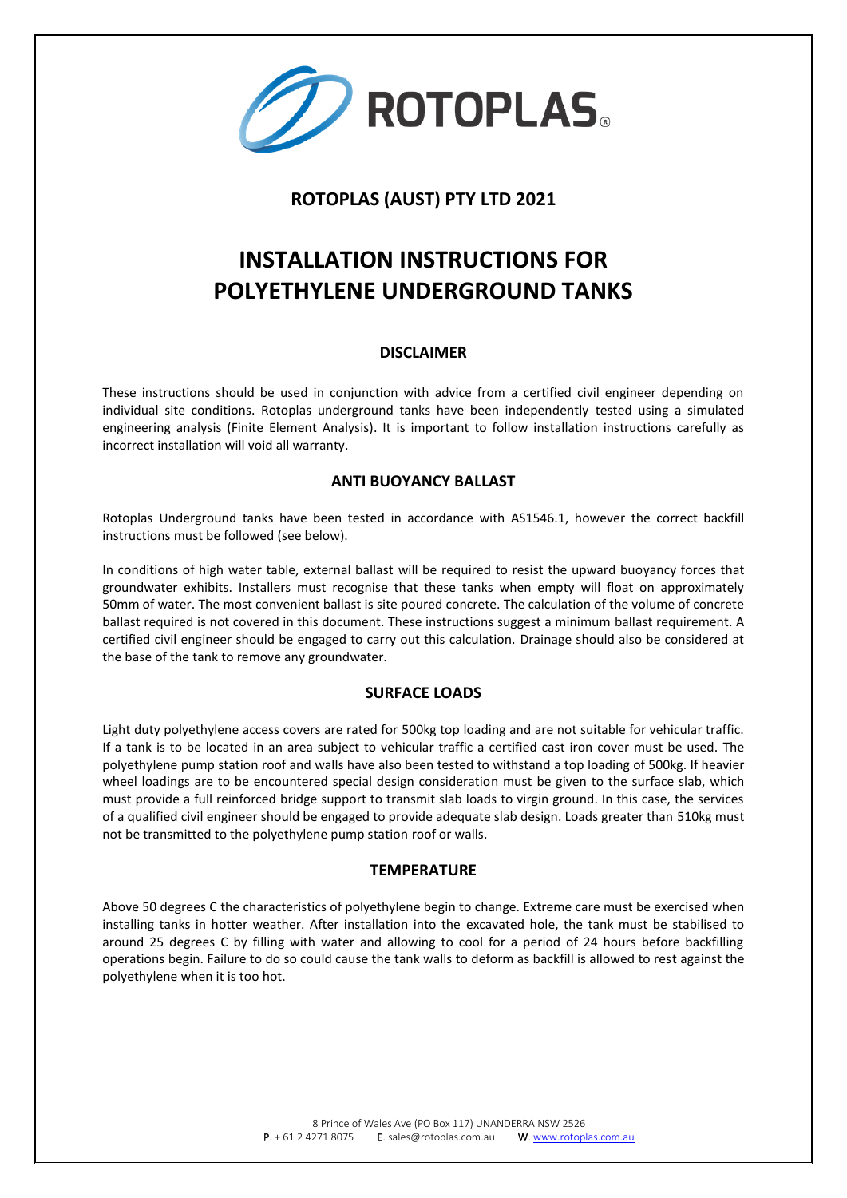# ROTOPLAS (AUST) PTY LTD 2021

# INSTALLATION INSTRUCTIONS FOR POLYETHYLENE UNDERGROUND TANKS

## DISCLAIMER

These instructions should be used in conjunction with advice from a certified civil engineer depending on individual site conditions. Rotoplas underground tanks have been independently tested using a simulated engineering analysis (Finite Element Analysis). It is important to follow installation instructions carefully as incorrect installation will void all warranty.

## ANTI BUOYANCY BALLAST

Rotoplas Underground tanks have been tested in accordance with AS1546.1, however the correct backfill instructions must be followed (see below).

In conditions of high water table, external ballast will be required to resist the upward buoyancy forces that groundwater exhibits. Installers must recognise that these tanks when empty will float on approximately 50mm of water. The most convenient ballast is site poured concrete. The calculation of the volume of concrete ballast required is not covered in this document. These instructions suggest a minimum ballast requirement. A certified civil engineer should be engaged to carry out this calculation. Drainage should also be considered at the base of the tank to remove any groundwater.

## SURFACE LOADS

Light duty polyethylene access covers are rated for 500kg top loading and are not suitable for vehicular traffic. If a tank is to be located in an area subject to vehicular traffic a certified cast iron cover must be used. The polyethylene pump station roof and walls have also been tested to withstand a top loading of 500kg. If heavier wheel loadings are to be encountered special design consideration must be given to the surface slab, which must provide a full reinforced bridge support to transmit slab loads to virgin ground. In this case, the services of a qualified civil engineer should be engaged to provide adequate slab design. Loads greater than 510kg must not be transmitted to the polyethylene pump station roof or walls.

## TEMPERATURE

Above 50 degrees C the characteristics of polyethylene begin to change. Extreme care must be exercised when installing tanks in hotter weather. After installation into the excavated hole, the tank must be stabilised to around 25 degrees C by filling with water and allowing to cool for a period of 24 hours before backfilling operations begin. Failure to do so could cause the tank walls to deform as backfill is allowed to rest against the polyethylene when it is too hot.

8 Prince of Wales Ave (PO Box 117) UNANDERRA NSW 2526
P. + 61 2 4271 8075 E. sales@rotoplas.com.au W. www.rotoplas.com.au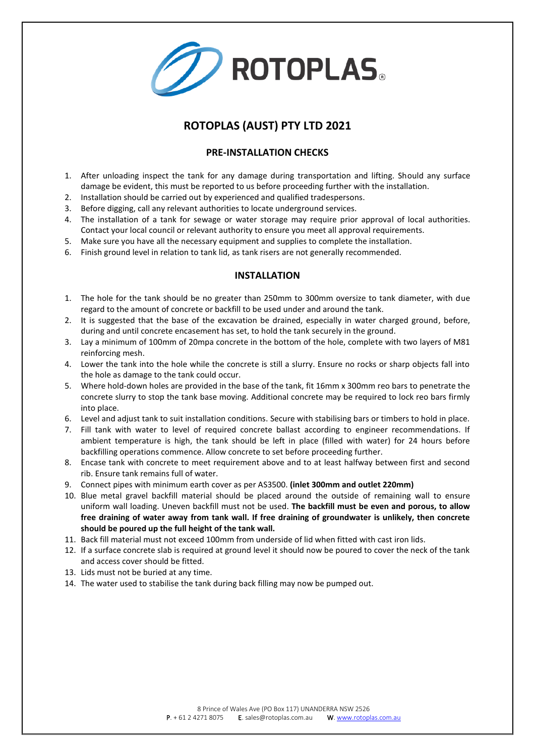ROTOPLAS®

# ROTOPLAS (AUST) PTY LTD 2021

## PRE-INSTALLATION CHECKS

1. After unloading inspect the tank for any damage during transportation and lifting. Should any surface damage be evident, this must be reported to us before proceeding further with the installation.
2. Installation should be carried out by experienced and qualified tradespersons.
3. Before digging, call any relevant authorities to locate underground services.
4. The installation of a tank for sewage or water storage may require prior approval of local authorities. Contact your local council or relevant authority to ensure you meet all approval requirements.
5. Make sure you have all the necessary equipment and supplies to complete the installation.
6. Finish ground level in relation to tank lid, as tank risers are not generally recommended.

## INSTALLATION

1. The hole for the tank should be no greater than 250mm to 300mm oversize to tank diameter, with due regard to the amount of concrete or backfill to be used under and around the tank.
2. It is suggested that the base of the excavation be drained, especially in water charged ground, before, during and until concrete encasement has set, to hold the tank securely in the ground.
3. Lay a minimum of 100mm of 20mpa concrete in the bottom of the hole, complete with two layers of M81 reinforcing mesh.
4. Lower the tank into the hole while the concrete is still a slurry. Ensure no rocks or sharp objects fall into the hole as damage to the tank could occur.
5. Where hold-down holes are provided in the base of the tank, fit 16mm x 300mm reo bars to penetrate the concrete slurry to stop the tank base moving. Additional concrete may be required to lock reo bars firmly into place.
6. Level and adjust tank to suit installation conditions. Secure with stabilising bars or timbers to hold in place.
7. Fill tank with water to level of required concrete ballast according to engineer recommendations. If ambient temperature is high, the tank should be left in place (filled with water) for 24 hours before backfilling operations commence. Allow concrete to set before proceeding further.
8. Encase tank with concrete to meet requirement above and to at least halfway between first and second rib. Ensure tank remains full of water.
9. Connect pipes with minimum earth cover as per AS3500. **(inlet 300mm and outlet 220mm)**
10. Blue metal gravel backfill material should be placed around the outside of remaining wall to ensure uniform wall loading. Uneven backfill must not be used. **The backfill must be even and porous, to allow free draining of water away from tank wall. If free draining of groundwater is unlikely, then concrete should be poured up the full height of the tank wall.**
11. Back fill material must not exceed 100mm from underside of lid when fitted with cast iron lids.
12. If a surface concrete slab is required at ground level it should now be poured to cover the neck of the tank and access cover should be fitted.
13. Lids must not be buried at any time.
14. The water used to stabilise the tank during back filling may now be pumped out.

8 Prince of Wales Ave (PO Box 117) UNANDERRA NSW 2526
P. + 61 2 4271 8075 E. sales@rotoplas.com.au W. www.rotoplas.com.au